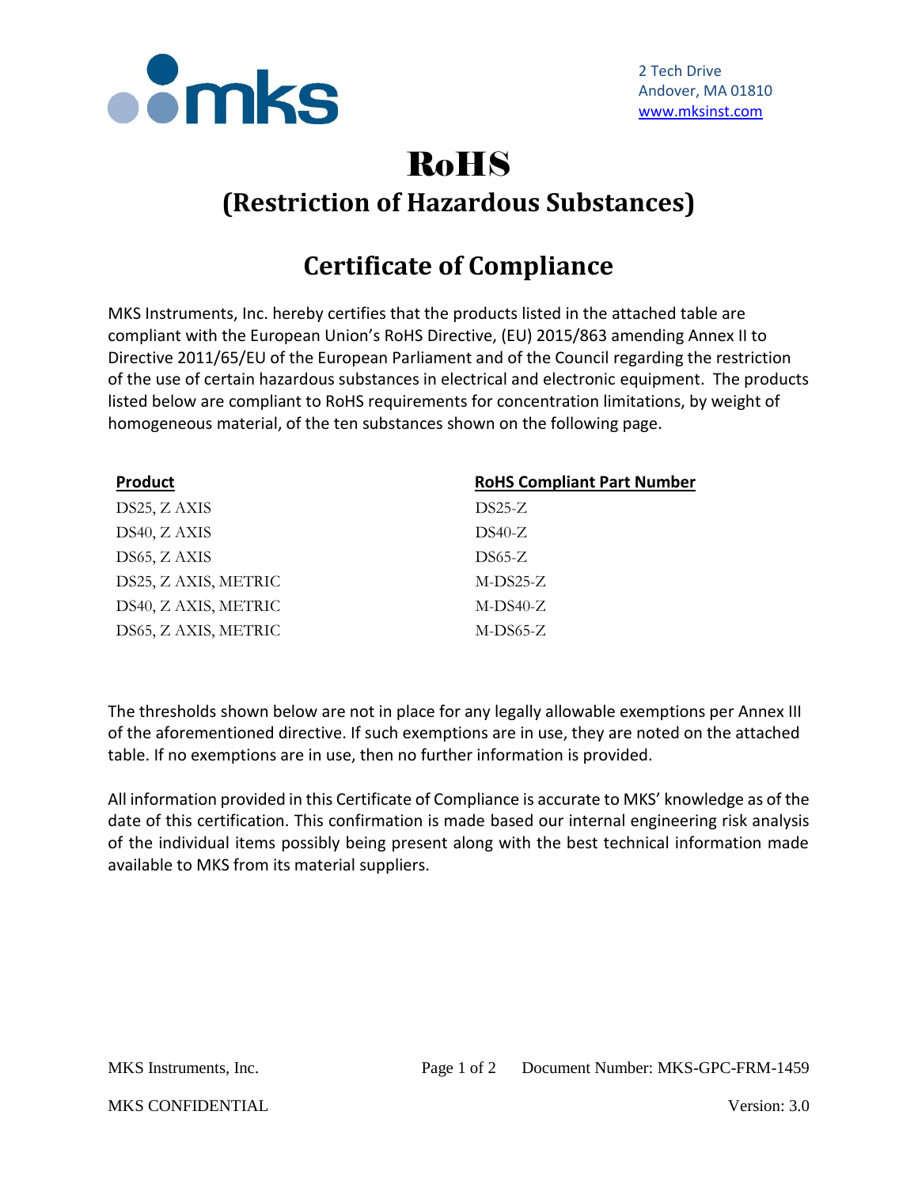2 Tech Drive
Andover, MA 01810
www.mksinst.com

# RoHS

## (Restriction of Hazardous Substances)

## Certificate of Compliance

MKS Instruments, Inc. hereby certifies that the products listed in the attached table are compliant with the European Union's RoHS Directive, (EU) 2015/863 amending Annex II to Directive 2011/65/EU of the European Parliament and of the Council regarding the restriction of the use of certain hazardous substances in electrical and electronic equipment. The products listed below are compliant to RoHS requirements for concentration limitations, by weight of homogeneous material, of the ten substances shown on the following page.

| Product | RoHS Compliant Part Number |
|---|---|
| DS25, Z AXIS | DS25-Z |
| DS40, Z AXIS | DS40-Z |
| DS65, Z AXIS | DS65-Z |
| DS25, Z AXIS, METRIC | M-DS25-Z |
| DS40, Z AXIS, METRIC | M-DS40-Z |
| DS65, Z AXIS, METRIC | M-DS65-Z |

The thresholds shown below are not in place for any legally allowable exemptions per Annex III of the aforementioned directive. If such exemptions are in use, they are noted on the attached table. If no exemptions are in use, then no further information is provided.

All information provided in this Certificate of Compliance is accurate to MKS' knowledge as of the date of this certification. This confirmation is made based our internal engineering risk analysis of the individual items possibly being present along with the best technical information made available to MKS from its material suppliers.

MKS Instruments, Inc. Document Number: MKS-GPC-FRM-1459

MKS CONFIDENTIAL Version: 3.0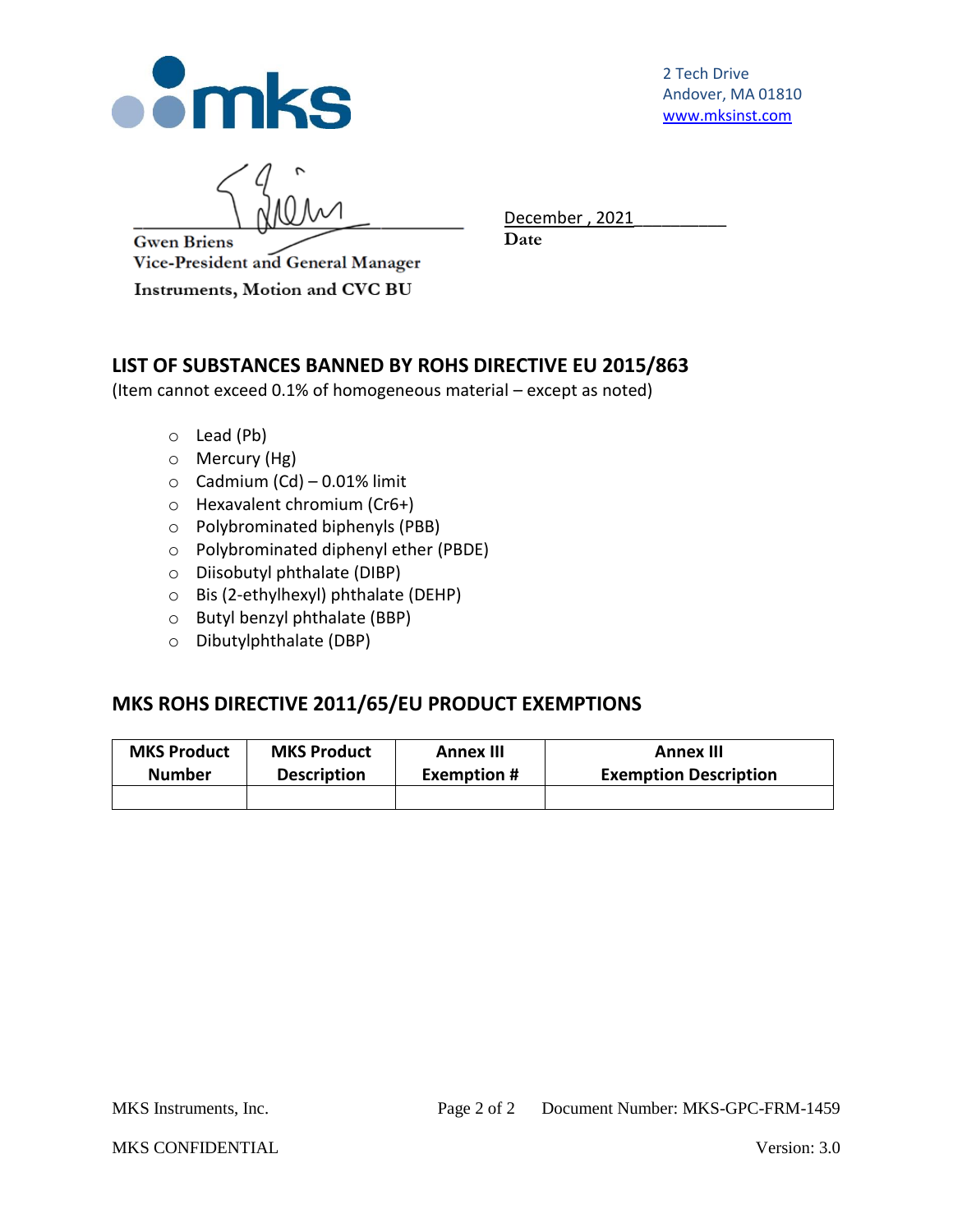2 Tech Drive
Andover, MA 01810
www.mksinst.com

Gwen Briens
Vice-President and General Manager
Instruments, Motion and CVC BU

December , 2021
Date

## LIST OF SUBSTANCES BANNED BY ROHS DIRECTIVE EU 2015/863

(Item cannot exceed 0.1% of homogeneous material – except as noted)

- Lead (Pb)
- Mercury (Hg)
- Cadmium (Cd) – 0.01% limit
- Hexavalent chromium (Cr6+)
- Polybrominated biphenyls (PBB)
- Polybrominated diphenyl ether (PBDE)
- Diisobutyl phthalate (DIBP)
- Bis (2-ethylhexyl) phthalate (DEHP)
- Butyl benzyl phthalate (BBP)
- Dibutylphthalate (DBP)

## MKS ROHS DIRECTIVE 2011/65/EU PRODUCT EXEMPTIONS

| MKS Product Number | MKS Product Description | Annex III Exemption # | Annex III Exemption Description |
|---|---|---|---|
| | | | |

MKS Instruments, Inc. Document Number: MKS-GPC-FRM-1459

MKS CONFIDENTIAL Version: 3.0